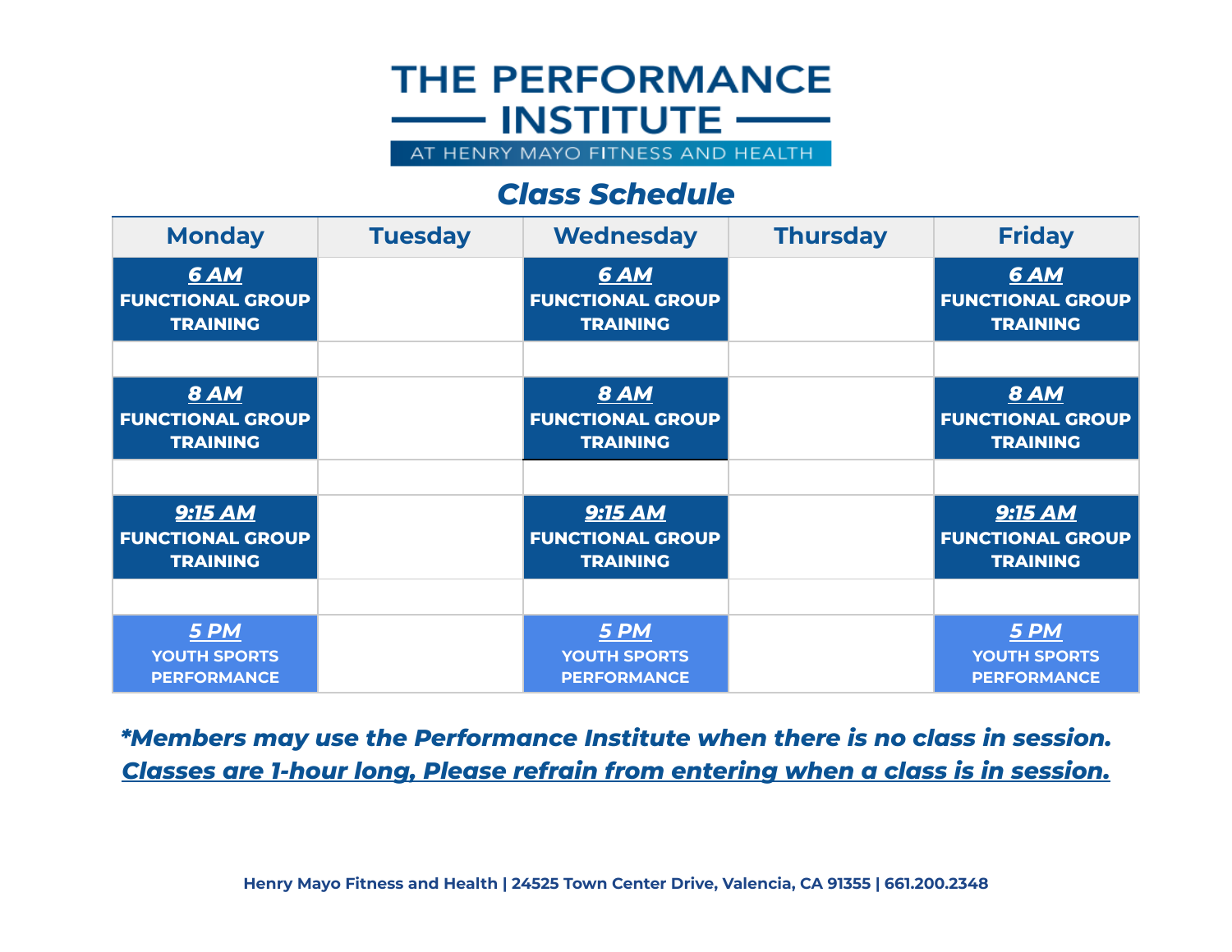# THE PERFORMANCE INSTITUTE

AT HENRY MAYO FITNESS AND HEALTH

## *Class Schedule*

| Monday | Tuesday | Wednesday | Thursday | Friday |
|---|---|---|---|---|
| ***6 AM*** **FUNCTIONAL GROUP TRAINING** | | ***6 AM*** **FUNCTIONAL GROUP TRAINING** | | ***6 AM*** **FUNCTIONAL GROUP TRAINING** |
| | | | | |
| ***8 AM*** **FUNCTIONAL GROUP TRAINING** | | ***8 AM*** **FUNCTIONAL GROUP TRAINING** | | ***8 AM*** **FUNCTIONAL GROUP TRAINING** |
| | | | | |
| ***9:15 AM*** **FUNCTIONAL GROUP TRAINING** | | ***9:15 AM*** **FUNCTIONAL GROUP TRAINING** | | ***9:15 AM*** **FUNCTIONAL GROUP TRAINING** |
| | | | | |
| ***5 PM*** **YOUTH SPORTS PERFORMANCE** | | ***5 PM*** **YOUTH SPORTS PERFORMANCE** | | ***5 PM*** **YOUTH SPORTS PERFORMANCE** |

***Members may use the Performance Institute when there is no class in session.***
***Classes are 1-hour long, Please refrain from entering when a class is in session.***

**Henry Mayo Fitness and Health | 24525 Town Center Drive, Valencia, CA 91355 | 661.200.2348**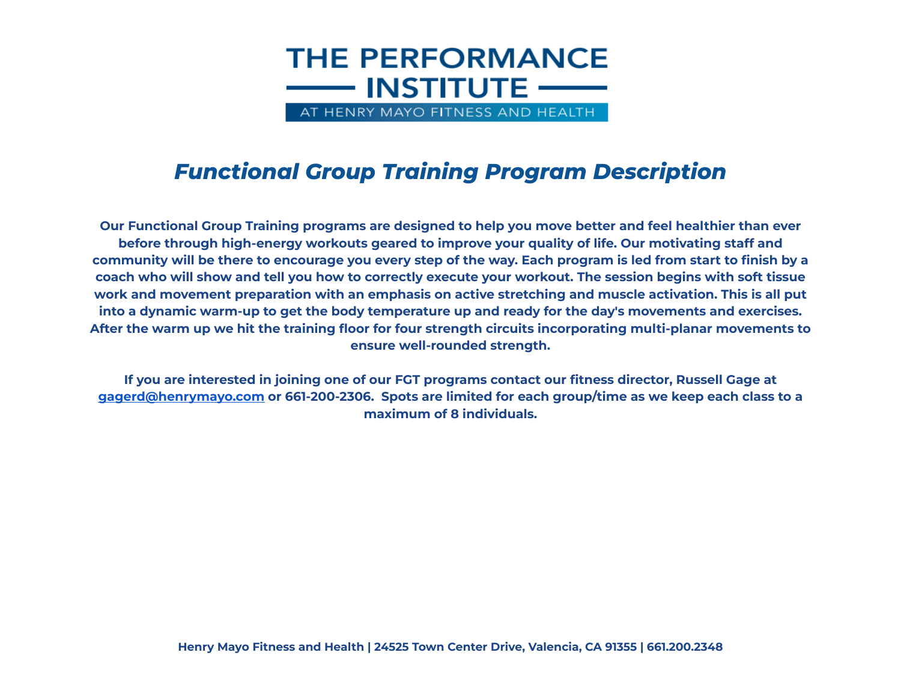# THE PERFORMANCE INSTITUTE

AT HENRY MAYO FITNESS AND HEALTH

## *Functional Group Training Program Description*

**Our Functional Group Training programs are designed to help you move better and feel healthier than ever before through high-energy workouts geared to improve your quality of life. Our motivating staff and community will be there to encourage you every step of the way. Each program is led from start to finish by a coach who will show and tell you how to correctly execute your workout. The session begins with soft tissue work and movement preparation with an emphasis on active stretching and muscle activation. This is all put into a dynamic warm-up to get the body temperature up and ready for the day's movements and exercises. After the warm up we hit the training floor for four strength circuits incorporating multi-planar movements to ensure well-rounded strength.**

**If you are interested in joining one of our FGT programs contact our fitness director, Russell Gage at gagerd@henrymayo.com or 661-200-2306. Spots are limited for each group/time as we keep each class to a maximum of 8 individuals.**

**Henry Mayo Fitness and Health | 24525 Town Center Drive, Valencia, CA 91355 | 661.200.2348**